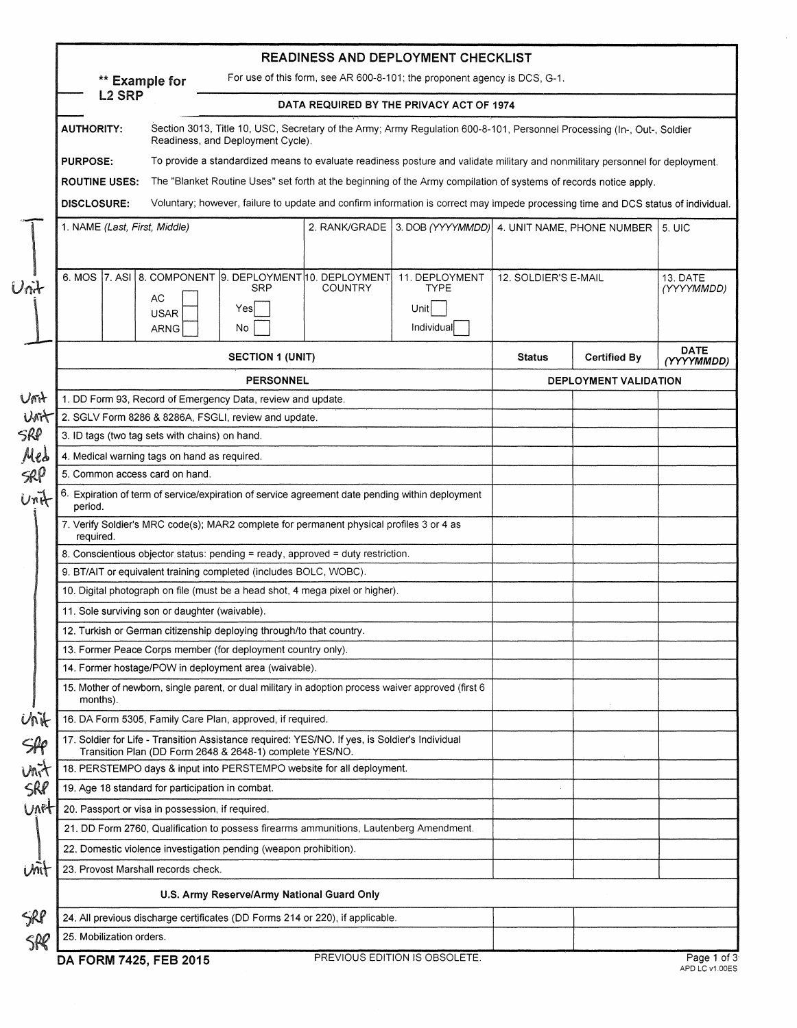# READINESS AND DEPLOYMENT CHECKLIST

**\*\* Example for L2 SRP**

For use of this form, see AR 600-8-101; the proponent agency is DCS, G-1.

**DATA REQUIRED BY THE PRIVACY ACT OF 1974**

**AUTHORITY:** Section 3013, Title 10, USC, Secretary of the Army; Army Regulation 600-8-101, Personnel Processing (In-, Out-, Soldier Readiness, and Deployment Cycle).

**PURPOSE:** To provide a standardized means to evaluate readiness posture and validate military and nonmilitary personnel for deployment.

**ROUTINE USES:** The "Blanket Routine Uses" set forth at the beginning of the Army compilation of systems of records notice apply.

**DISCLOSURE:** Voluntary; however, failure to update and confirm information is correct may impede processing time and DCS status of individual.

*(Handwritten: Unit — items 1–13)*

| 1. NAME *(Last, First, Middle)* | 2. RANK/GRADE | 3. DOB *(YYYYMMDD)* | 4. UNIT NAME, PHONE NUMBER | 5. UIC |
|---|---|---|---|---|
| | | | | |

| 6. MOS | 7. ASI | 8. COMPONENT | 9. DEPLOYMENT SRP | 10. DEPLOYMENT COUNTRY | 11. DEPLOYMENT TYPE | 12. SOLDIER'S E-MAIL | 13. DATE *(YYYYMMDD)* |
|---|---|---|---|---|---|---|---|
| | | AC ☐ USAR ☐ ARNG ☐ | Yes ☐ No ☐ | | Unit ☐ Individual ☐ | | |

| | SECTION 1 (UNIT) | Status | Certified By | DATE *(YYYYMMDD)* |
|---|---|---|---|---|
| | **PERSONNEL** | **DEPLOYMENT VALIDATION** | | |
| Unit | 1. DD Form 93, Record of Emergency Data, review and update. | | | |
| Unit | 2. SGLV Form 8286 & 8286A, FSGLI, review and update. | | | |
| SRP | 3. ID tags (two tag sets with chains) on hand. | | | |
| Med | 4. Medical warning tags on hand as required. | | | |
| SRP | 5. Common access card on hand. | | | |
| Unit | 6. Expiration of term of service/expiration of service agreement date pending within deployment period. | | | |
| Unit | 7. Verify Soldier's MRC code(s); MAR2 complete for permanent physical profiles 3 or 4 as required. | | | |
| Unit | 8. Conscientious objector status: pending = ready, approved = duty restriction. | | | |
| Unit | 9. BT/AIT or equivalent training completed (includes BOLC, WOBC). | | | |
| Unit | 10. Digital photograph on file (must be a head shot, 4 mega pixel or higher). | | | |
| Unit | 11. Sole surviving son or daughter (waivable). | | | |
| Unit | 12. Turkish or German citizenship deploying through/to that country. | | | |
| Unit | 13. Former Peace Corps member (for deployment country only). | | | |
| Unit | 14. Former hostage/POW in deployment area (waivable). | | | |
| Unit | 15. Mother of newborn, single parent, or dual military in adoption process waiver approved (first 6 months). | | | |
| Unit | 16. DA Form 5305, Family Care Plan, approved, if required. | | | |
| SRP | 17. Soldier for Life - Transition Assistance required: YES/NO. If yes, is Soldier's Individual Transition Plan (DD Form 2648 & 2648-1) complete YES/NO. | | | |
| Unit | 18. PERSTEMPO days & input into PERSTEMPO website for all deployment. | | | |
| SRP | 19. Age 18 standard for participation in combat. | | | |
| Unit | 20. Passport or visa in possession, if required. | | | |
| Unit | 21. DD Form 2760, Qualification to possess firearms ammunitions, Lautenberg Amendment. | | | |
| Unit | 22. Domestic violence investigation pending (weapon prohibition). | | | |
| Unit | 23. Provost Marshall records check. | | | |
| | **U.S. Army Reserve/Army National Guard Only** | | | |
| SRP | 24. All previous discharge certificates (DD Forms 214 or 220), if applicable. | | | |
| SRP | 25. Mobilization orders. | | | |

DA FORM 7425, FEB 2015 — PREVIOUS EDITION IS OBSOLETE.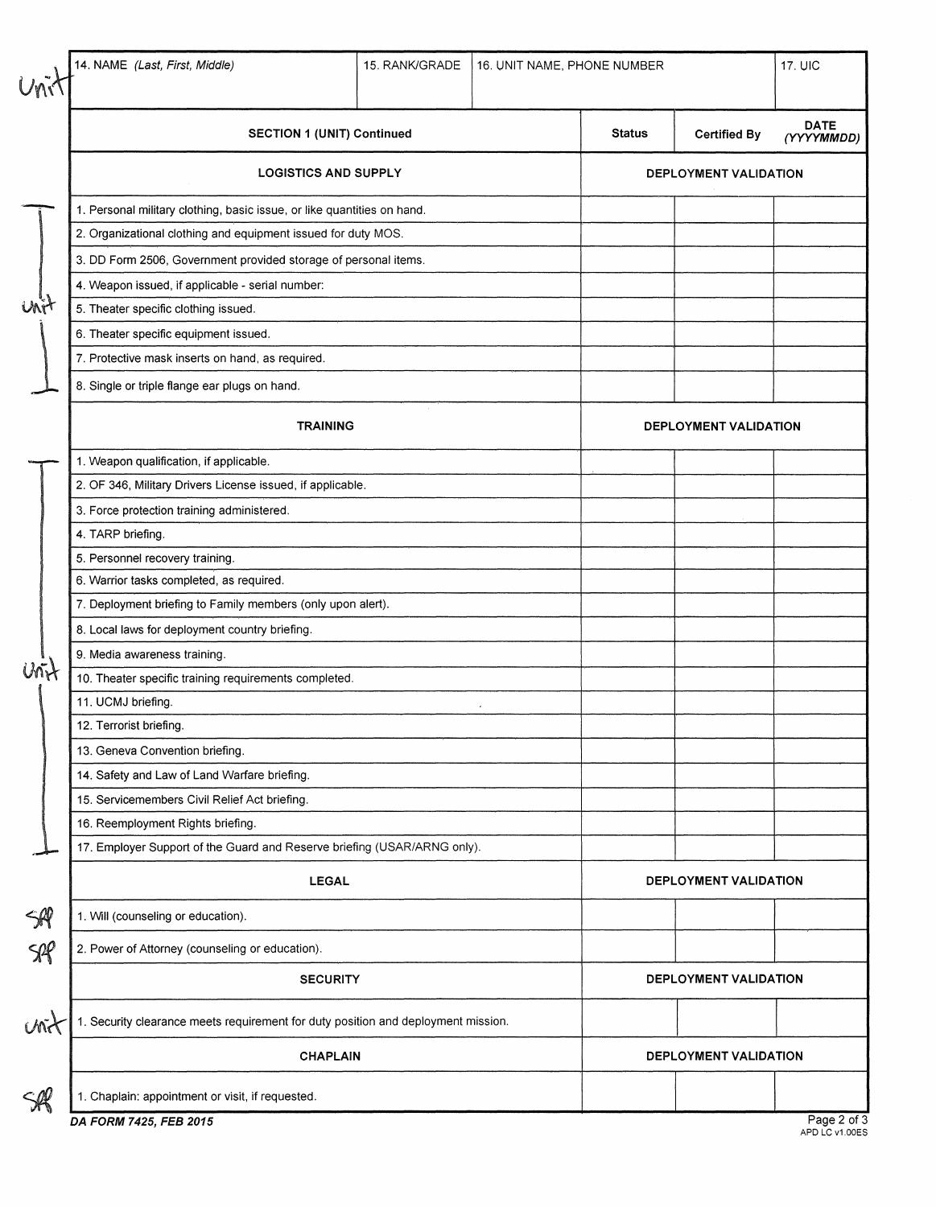| 14. NAME *(Last, First, Middle)* | 15. RANK/GRADE | 16. UNIT NAME, PHONE NUMBER | 17. UIC |
|---|---|---|---|
| | | | |

Unit

| SECTION 1 (UNIT) Continued | Status | Certified By | DATE *(YYYYMMDD)* |
|---|---|---|---|
| **LOGISTICS AND SUPPLY** | **DEPLOYMENT VALIDATION** | | |
| 1. Personal military clothing, basic issue, or like quantities on hand. | | | |
| 2. Organizational clothing and equipment issued for duty MOS. | | | |
| 3. DD Form 2506, Government provided storage of personal items. | | | |
| 4. Weapon issued, if applicable - serial number: | | | |
| 5. Theater specific clothing issued. | | | |
| 6. Theater specific equipment issued. | | | |
| 7. Protective mask inserts on hand, as required. | | | |
| 8. Single or triple flange ear plugs on hand. | | | |
| **TRAINING** | **DEPLOYMENT VALIDATION** | | |
| 1. Weapon qualification, if applicable. | | | |
| 2. OF 346, Military Drivers License issued, if applicable. | | | |
| 3. Force protection training administered. | | | |
| 4. TARP briefing. | | | |
| 5. Personnel recovery training. | | | |
| 6. Warrior tasks completed, as required. | | | |
| 7. Deployment briefing to Family members (only upon alert). | | | |
| 8. Local laws for deployment country briefing. | | | |
| 9. Media awareness training. | | | |
| 10. Theater specific training requirements completed. | | | |
| 11. UCMJ briefing. | | | |
| 12. Terrorist briefing. | | | |
| 13. Geneva Convention briefing. | | | |
| 14. Safety and Law of Land Warfare briefing. | | | |
| 15. Servicemembers Civil Relief Act briefing. | | | |
| 16. Reemployment Rights briefing. | | | |
| 17. Employer Support of the Guard and Reserve briefing (USAR/ARNG only). | | | |
| **LEGAL** | **DEPLOYMENT VALIDATION** | | |
| 1. Will (counseling or education). | | | |
| 2. Power of Attorney (counseling or education). | | | |
| **SECURITY** | **DEPLOYMENT VALIDATION** | | |
| 1. Security clearance meets requirement for duty position and deployment mission. | | | |
| **CHAPLAIN** | **DEPLOYMENT VALIDATION** | | |
| 1. Chaplain: appointment or visit, if requested. | | | |

Handwritten margin notes: Logistics and Supply items 1–8 — "Unit"; Training items 1–17 — "Unit"; Legal items 1–2 — "SRP"; Security item 1 — "Unit"; Chaplain item 1 — "SRP".

*DA FORM 7425, FEB 2015*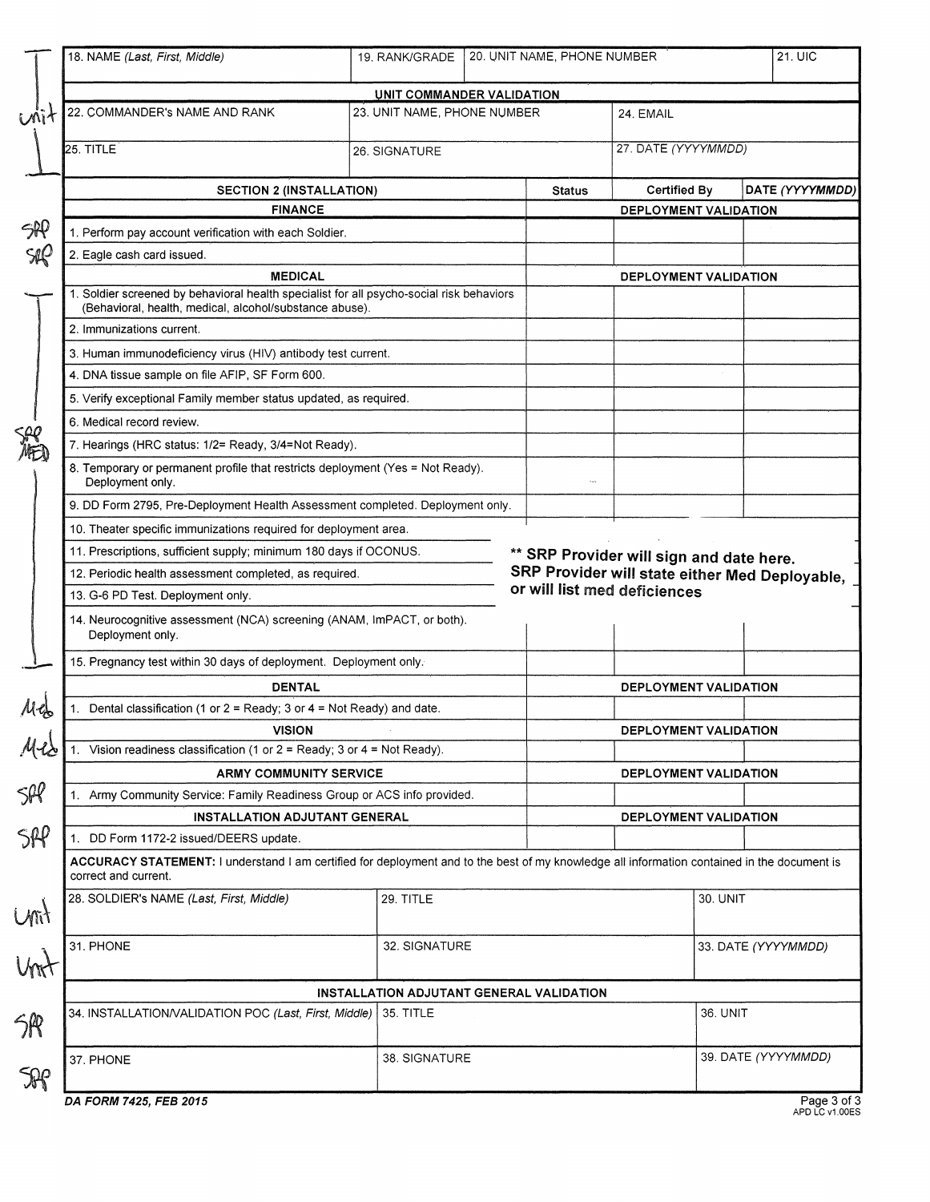| 18. NAME *(Last, First, Middle)* | 19. RANK/GRADE | 20. UNIT NAME, PHONE NUMBER | 21. UIC |
|---|---|---|---|
| | | | |

**UNIT COMMANDER VALIDATION**

| 22. COMMANDER's NAME AND RANK | 23. UNIT NAME, PHONE NUMBER | 24. EMAIL |
|---|---|---|
| 25. TITLE | 26. SIGNATURE | 27. DATE *(YYYYMMDD)* |

| SECTION 2 (INSTALLATION) | Status | Certified By | DATE *(YYYYMMDD)* |
|---|---|---|---|
| **FINANCE** | **DEPLOYMENT VALIDATION** | | |
| 1. Perform pay account verification with each Soldier. | | | |
| 2. Eagle cash card issued. | | | |
| **MEDICAL** | **DEPLOYMENT VALIDATION** | | |
| 1. Soldier screened by behavioral health specialist for all psycho-social risk behaviors (Behavioral, health, medical, alcohol/substance abuse). | | | |
| 2. Immunizations current. | | | |
| 3. Human immunodeficiency virus (HIV) antibody test current. | | | |
| 4. DNA tissue sample on file AFIP, SF Form 600. | | | |
| 5. Verify exceptional Family member status updated, as required. | | | |
| 6. Medical record review. | | | |
| 7. Hearings (HRC status: 1/2= Ready, 3/4=Not Ready). | | | |
| 8. Temporary or permanent profile that restricts deployment (Yes = Not Ready). Deployment only. | | | |
| 9. DD Form 2795, Pre-Deployment Health Assessment completed. Deployment only. | | | |
| 10. Theater specific immunizations required for deployment area. | | | |
| 11. Prescriptions, sufficient supply; minimum 180 days if OCONUS. | **\*\* SRP Provider will sign and date here. SRP Provider will state either Med Deployable, or will list med deficiences** | | |
| 12. Periodic health assessment completed, as required. | | | |
| 13. G-6 PD Test. Deployment only. | | | |
| 14. Neurocognitive assessment (NCA) screening (ANAM, ImPACT, or both). Deployment only. | | | |
| 15. Pregnancy test within 30 days of deployment. Deployment only. | | | |
| **DENTAL** | **DEPLOYMENT VALIDATION** | | |
| 1. Dental classification (1 or 2 = Ready; 3 or 4 = Not Ready) and date. | | | |
| **VISION** | **DEPLOYMENT VALIDATION** | | |
| 1. Vision readiness classification (1 or 2 = Ready; 3 or 4 = Not Ready). | | | |
| **ARMY COMMUNITY SERVICE** | **DEPLOYMENT VALIDATION** | | |
| 1. Army Community Service: Family Readiness Group or ACS info provided. | | | |
| **INSTALLATION ADJUTANT GENERAL** | **DEPLOYMENT VALIDATION** | | |
| 1. DD Form 1172-2 issued/DEERS update. | | | |

Handwritten margin notes: unit (items 18–27); SRP (Finance 1, 2); SRP MED (Medical 1–15); Med (Dental 1); Med (Vision 1); SRP (Army Community Service 1); SRP (Installation Adjutant General 1); Unit (28); Unit (31); SRP (34); SRP (37).

**ACCURACY STATEMENT:** I understand I am certified for deployment and to the best of my knowledge all information contained in the document is correct and current.

| 28. SOLDIER's NAME *(Last, First, Middle)* | 29. TITLE | 30. UNIT |
|---|---|---|
| 31. PHONE | 32. SIGNATURE | 33. DATE *(YYYYMMDD)* |

**INSTALLATION ADJUTANT GENERAL VALIDATION**

| 34. INSTALLATION/VALIDATION POC *(Last, First, Middle)* | 35. TITLE | 36. UNIT |
|---|---|---|
| 37. PHONE | 38. SIGNATURE | 39. DATE *(YYYYMMDD)* |

*DA FORM 7425, FEB 2015*

APD LC v1.00ES